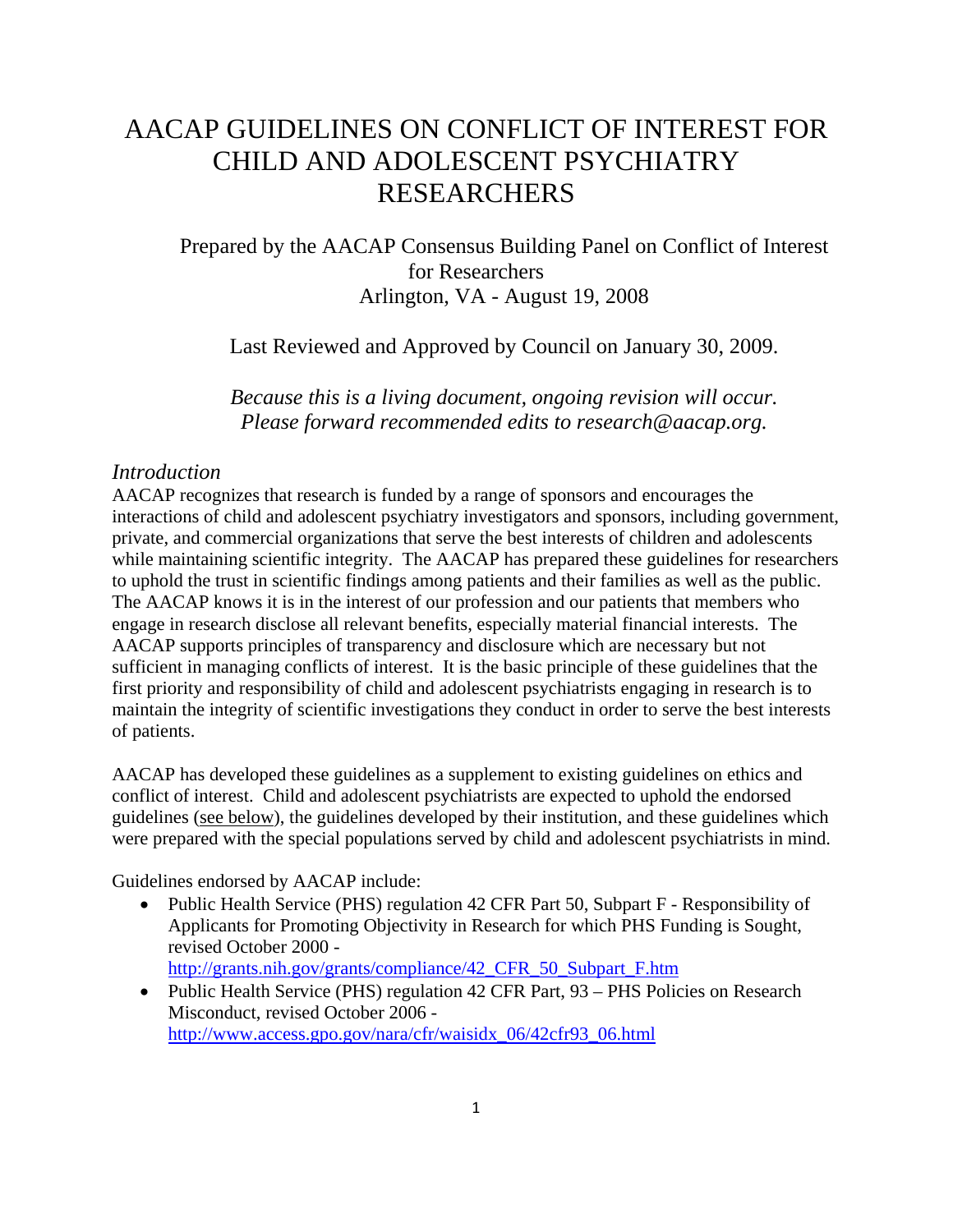# AACAP GUIDELINES ON CONFLICT OF INTEREST FOR CHILD AND ADOLESCENT PSYCHIATRY RESEARCHERS

Prepared by the AACAP Consensus Building Panel on Conflict of Interest for Researchers
Arlington, VA - August 19, 2008

Last Reviewed and Approved by Council on January 30, 2009.

*Because this is a living document, ongoing revision will occur. Please forward recommended edits to research@aacap.org.*

## *Introduction*

AACAP recognizes that research is funded by a range of sponsors and encourages the interactions of child and adolescent psychiatry investigators and sponsors, including government, private, and commercial organizations that serve the best interests of children and adolescents while maintaining scientific integrity. The AACAP has prepared these guidelines for researchers to uphold the trust in scientific findings among patients and their families as well as the public. The AACAP knows it is in the interest of our profession and our patients that members who engage in research disclose all relevant benefits, especially material financial interests. The AACAP supports principles of transparency and disclosure which are necessary but not sufficient in managing conflicts of interest. It is the basic principle of these guidelines that the first priority and responsibility of child and adolescent psychiatrists engaging in research is to maintain the integrity of scientific investigations they conduct in order to serve the best interests of patients.

AACAP has developed these guidelines as a supplement to existing guidelines on ethics and conflict of interest. Child and adolescent psychiatrists are expected to uphold the endorsed guidelines (see below), the guidelines developed by their institution, and these guidelines which were prepared with the special populations served by child and adolescent psychiatrists in mind.

Guidelines endorsed by AACAP include:

- Public Health Service (PHS) regulation 42 CFR Part 50, Subpart F - Responsibility of Applicants for Promoting Objectivity in Research for which PHS Funding is Sought, revised October 2000 - http://grants.nih.gov/grants/compliance/42_CFR_50_Subpart_F.htm
- Public Health Service (PHS) regulation 42 CFR Part, 93 – PHS Policies on Research Misconduct, revised October 2006 - http://www.access.gpo.gov/nara/cfr/waisidx_06/42cfr93_06.html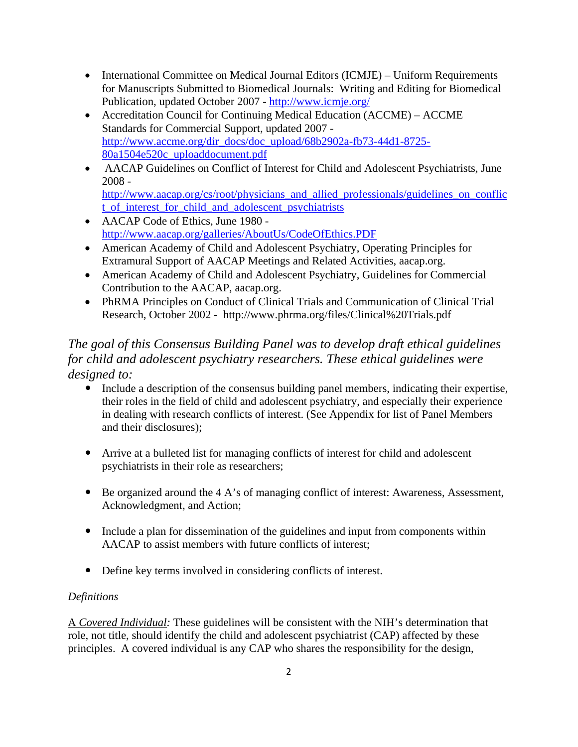- International Committee on Medical Journal Editors (ICMJE) – Uniform Requirements for Manuscripts Submitted to Biomedical Journals: Writing and Editing for Biomedical Publication, updated October 2007 - http://www.icmje.org/
- Accreditation Council for Continuing Medical Education (ACCME) – ACCME Standards for Commercial Support, updated 2007 - http://www.accme.org/dir_docs/doc_upload/68b2902a-fb73-44d1-8725-80a1504e520c_uploaddocument.pdf
- AACAP Guidelines on Conflict of Interest for Child and Adolescent Psychiatrists, June 2008 - http://www.aacap.org/cs/root/physicians_and_allied_professionals/guidelines_on_conflict_of_interest_for_child_and_adolescent_psychiatrists
- AACAP Code of Ethics, June 1980 - http://www.aacap.org/galleries/AboutUs/CodeOfEthics.PDF
- American Academy of Child and Adolescent Psychiatry, Operating Principles for Extramural Support of AACAP Meetings and Related Activities, aacap.org.
- American Academy of Child and Adolescent Psychiatry, Guidelines for Commercial Contribution to the AACAP, aacap.org.
- PhRMA Principles on Conduct of Clinical Trials and Communication of Clinical Trial Research, October 2002 - http://www.phrma.org/files/Clinical%20Trials.pdf

*The goal of this Consensus Building Panel was to develop draft ethical guidelines for child and adolescent psychiatry researchers. These ethical guidelines were designed to:*

- Include a description of the consensus building panel members, indicating their expertise, their roles in the field of child and adolescent psychiatry, and especially their experience in dealing with research conflicts of interest. (See Appendix for list of Panel Members and their disclosures);
- Arrive at a bulleted list for managing conflicts of interest for child and adolescent psychiatrists in their role as researchers;
- Be organized around the 4 A's of managing conflict of interest: Awareness, Assessment, Acknowledgment, and Action;
- Include a plan for dissemination of the guidelines and input from components within AACAP to assist members with future conflicts of interest;
- Define key terms involved in considering conflicts of interest.

*Definitions*

A *Covered Individual:* These guidelines will be consistent with the NIH's determination that role, not title, should identify the child and adolescent psychiatrist (CAP) affected by these principles. A covered individual is any CAP who shares the responsibility for the design,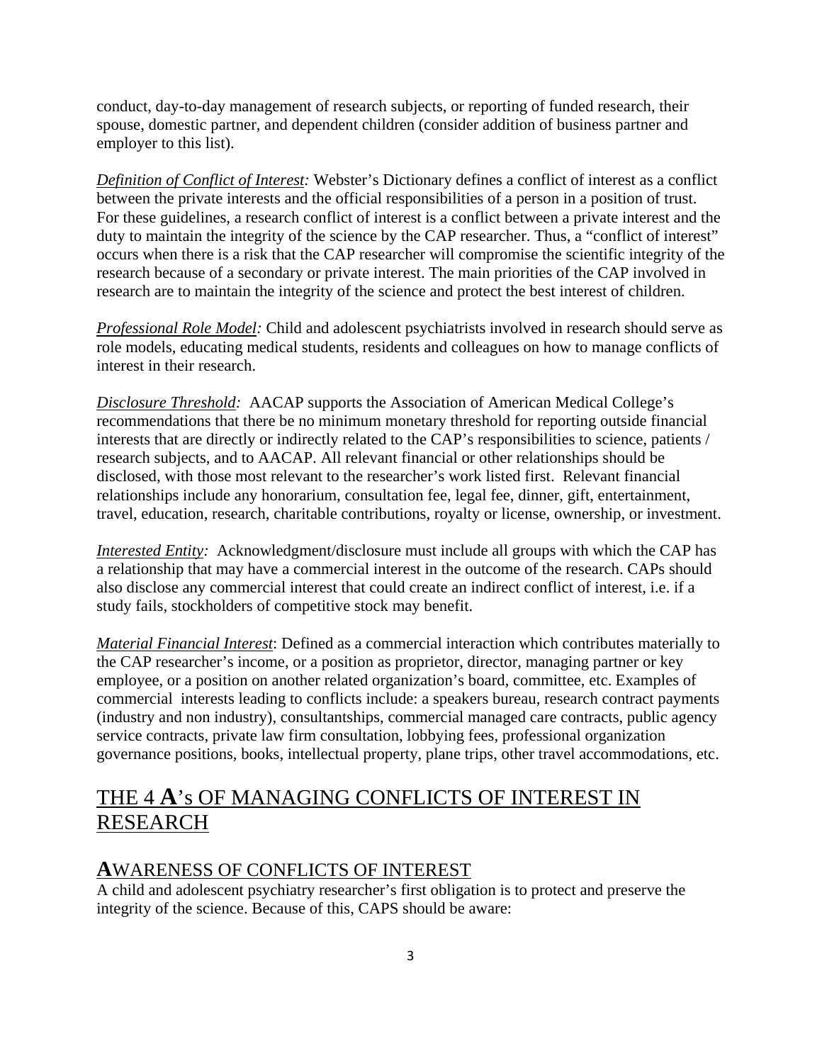conduct, day-to-day management of research subjects, or reporting of funded research, their spouse, domestic partner, and dependent children (consider addition of business partner and employer to this list).

*Definition of Conflict of Interest:* Webster's Dictionary defines a conflict of interest as a conflict between the private interests and the official responsibilities of a person in a position of trust. For these guidelines, a research conflict of interest is a conflict between a private interest and the duty to maintain the integrity of the science by the CAP researcher. Thus, a "conflict of interest" occurs when there is a risk that the CAP researcher will compromise the scientific integrity of the research because of a secondary or private interest. The main priorities of the CAP involved in research are to maintain the integrity of the science and protect the best interest of children.

*Professional Role Model:* Child and adolescent psychiatrists involved in research should serve as role models, educating medical students, residents and colleagues on how to manage conflicts of interest in their research.

*Disclosure Threshold:* AACAP supports the Association of American Medical College's recommendations that there be no minimum monetary threshold for reporting outside financial interests that are directly or indirectly related to the CAP's responsibilities to science, patients / research subjects, and to AACAP. All relevant financial or other relationships should be disclosed, with those most relevant to the researcher's work listed first. Relevant financial relationships include any honorarium, consultation fee, legal fee, dinner, gift, entertainment, travel, education, research, charitable contributions, royalty or license, ownership, or investment.

*Interested Entity:* Acknowledgment/disclosure must include all groups with which the CAP has a relationship that may have a commercial interest in the outcome of the research. CAPs should also disclose any commercial interest that could create an indirect conflict of interest, i.e. if a study fails, stockholders of competitive stock may benefit.

*Material Financial Interest*: Defined as a commercial interaction which contributes materially to the CAP researcher's income, or a position as proprietor, director, managing partner or key employee, or a position on another related organization's board, committee, etc. Examples of commercial interests leading to conflicts include: a speakers bureau, research contract payments (industry and non industry), consultantships, commercial managed care contracts, public agency service contracts, private law firm consultation, lobbying fees, professional organization governance positions, books, intellectual property, plane trips, other travel accommodations, etc.

# THE 4 **A**'s OF MANAGING CONFLICTS OF INTEREST IN RESEARCH

## **A**WARENESS OF CONFLICTS OF INTEREST

A child and adolescent psychiatry researcher's first obligation is to protect and preserve the integrity of the science. Because of this, CAPS should be aware: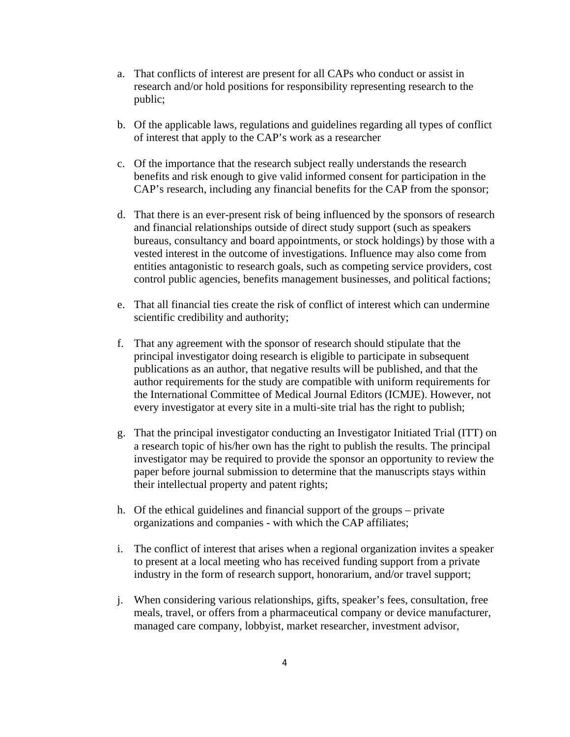a. That conflicts of interest are present for all CAPs who conduct or assist in research and/or hold positions for responsibility representing research to the public;

b. Of the applicable laws, regulations and guidelines regarding all types of conflict of interest that apply to the CAP's work as a researcher

c. Of the importance that the research subject really understands the research benefits and risk enough to give valid informed consent for participation in the CAP's research, including any financial benefits for the CAP from the sponsor;

d. That there is an ever-present risk of being influenced by the sponsors of research and financial relationships outside of direct study support (such as speakers bureaus, consultancy and board appointments, or stock holdings) by those with a vested interest in the outcome of investigations. Influence may also come from entities antagonistic to research goals, such as competing service providers, cost control public agencies, benefits management businesses, and political factions;

e. That all financial ties create the risk of conflict of interest which can undermine scientific credibility and authority;

f. That any agreement with the sponsor of research should stipulate that the principal investigator doing research is eligible to participate in subsequent publications as an author, that negative results will be published, and that the author requirements for the study are compatible with uniform requirements for the International Committee of Medical Journal Editors (ICMJE). However, not every investigator at every site in a multi-site trial has the right to publish;

g. That the principal investigator conducting an Investigator Initiated Trial (ITT) on a research topic of his/her own has the right to publish the results. The principal investigator may be required to provide the sponsor an opportunity to review the paper before journal submission to determine that the manuscripts stays within their intellectual property and patent rights;

h. Of the ethical guidelines and financial support of the groups – private organizations and companies - with which the CAP affiliates;

i. The conflict of interest that arises when a regional organization invites a speaker to present at a local meeting who has received funding support from a private industry in the form of research support, honorarium, and/or travel support;

j. When considering various relationships, gifts, speaker's fees, consultation, free meals, travel, or offers from a pharmaceutical company or device manufacturer, managed care company, lobbyist, market researcher, investment advisor,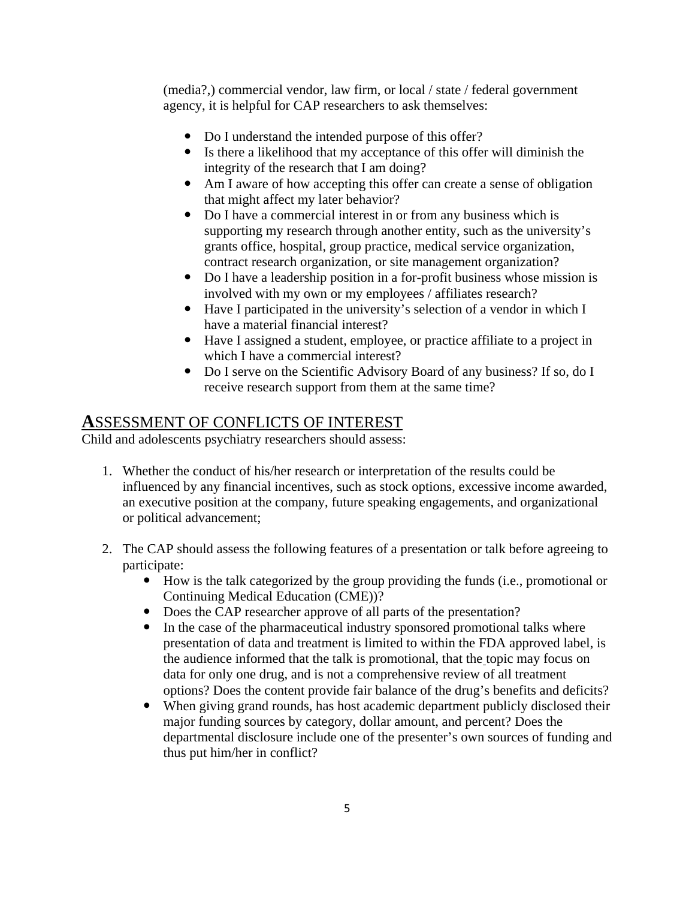(media?,) commercial vendor, law firm, or local / state / federal government agency, it is helpful for CAP researchers to ask themselves:

- Do I understand the intended purpose of this offer?
- Is there a likelihood that my acceptance of this offer will diminish the integrity of the research that I am doing?
- Am I aware of how accepting this offer can create a sense of obligation that might affect my later behavior?
- Do I have a commercial interest in or from any business which is supporting my research through another entity, such as the university's grants office, hospital, group practice, medical service organization, contract research organization, or site management organization?
- Do I have a leadership position in a for-profit business whose mission is involved with my own or my employees / affiliates research?
- Have I participated in the university's selection of a vendor in which I have a material financial interest?
- Have I assigned a student, employee, or practice affiliate to a project in which I have a commercial interest?
- Do I serve on the Scientific Advisory Board of any business? If so, do I receive research support from them at the same time?

## ASSESSMENT OF CONFLICTS OF INTEREST

Child and adolescents psychiatry researchers should assess:

1. Whether the conduct of his/her research or interpretation of the results could be influenced by any financial incentives, such as stock options, excessive income awarded, an executive position at the company, future speaking engagements, and organizational or political advancement;

2. The CAP should assess the following features of a presentation or talk before agreeing to participate:
   - How is the talk categorized by the group providing the funds (i.e., promotional or Continuing Medical Education (CME))?
   - Does the CAP researcher approve of all parts of the presentation?
   - In the case of the pharmaceutical industry sponsored promotional talks where presentation of data and treatment is limited to within the FDA approved label, is the audience informed that the talk is promotional, that the topic may focus on data for only one drug, and is not a comprehensive review of all treatment options? Does the content provide fair balance of the drug's benefits and deficits?
   - When giving grand rounds, has host academic department publicly disclosed their major funding sources by category, dollar amount, and percent? Does the departmental disclosure include one of the presenter's own sources of funding and thus put him/her in conflict?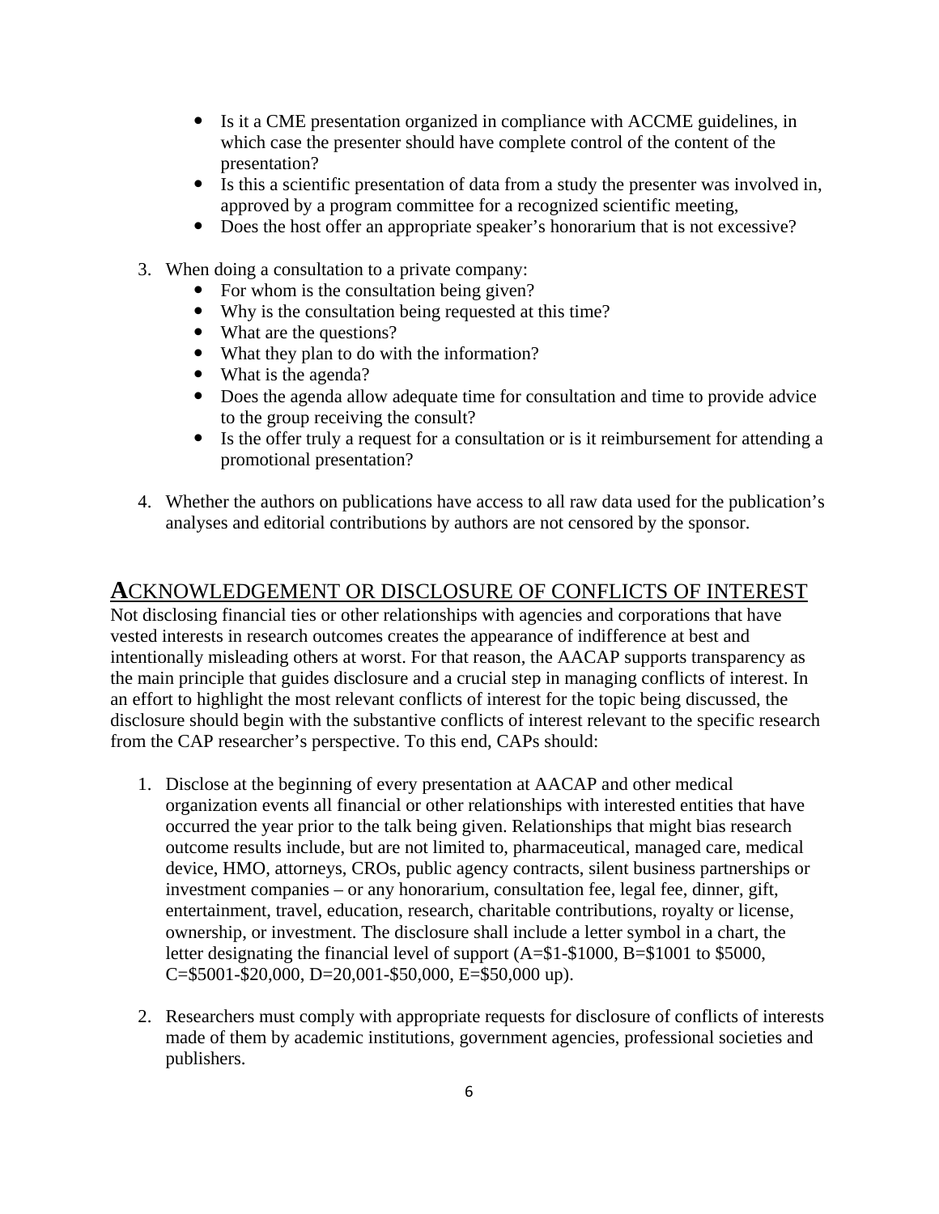- Is it a CME presentation organized in compliance with ACCME guidelines, in which case the presenter should have complete control of the content of the presentation?
- Is this a scientific presentation of data from a study the presenter was involved in, approved by a program committee for a recognized scientific meeting,
- Does the host offer an appropriate speaker's honorarium that is not excessive?

3. When doing a consultation to a private company:
   - For whom is the consultation being given?
   - Why is the consultation being requested at this time?
   - What are the questions?
   - What they plan to do with the information?
   - What is the agenda?
   - Does the agenda allow adequate time for consultation and time to provide advice to the group receiving the consult?
   - Is the offer truly a request for a consultation or is it reimbursement for attending a promotional presentation?

4. Whether the authors on publications have access to all raw data used for the publication's analyses and editorial contributions by authors are not censored by the sponsor.

## ACKNOWLEDGEMENT OR DISCLOSURE OF CONFLICTS OF INTEREST

Not disclosing financial ties or other relationships with agencies and corporations that have vested interests in research outcomes creates the appearance of indifference at best and intentionally misleading others at worst. For that reason, the AACAP supports transparency as the main principle that guides disclosure and a crucial step in managing conflicts of interest. In an effort to highlight the most relevant conflicts of interest for the topic being discussed, the disclosure should begin with the substantive conflicts of interest relevant to the specific research from the CAP researcher's perspective. To this end, CAPs should:

1. Disclose at the beginning of every presentation at AACAP and other medical organization events all financial or other relationships with interested entities that have occurred the year prior to the talk being given. Relationships that might bias research outcome results include, but are not limited to, pharmaceutical, managed care, medical device, HMO, attorneys, CROs, public agency contracts, silent business partnerships or investment companies – or any honorarium, consultation fee, legal fee, dinner, gift, entertainment, travel, education, research, charitable contributions, royalty or license, ownership, or investment. The disclosure shall include a letter symbol in a chart, the letter designating the financial level of support (A=$1-$1000, B=$1001 to $5000, C=$5001-$20,000, D=20,001-$50,000, E=$50,000 up).

2. Researchers must comply with appropriate requests for disclosure of conflicts of interests made of them by academic institutions, government agencies, professional societies and publishers.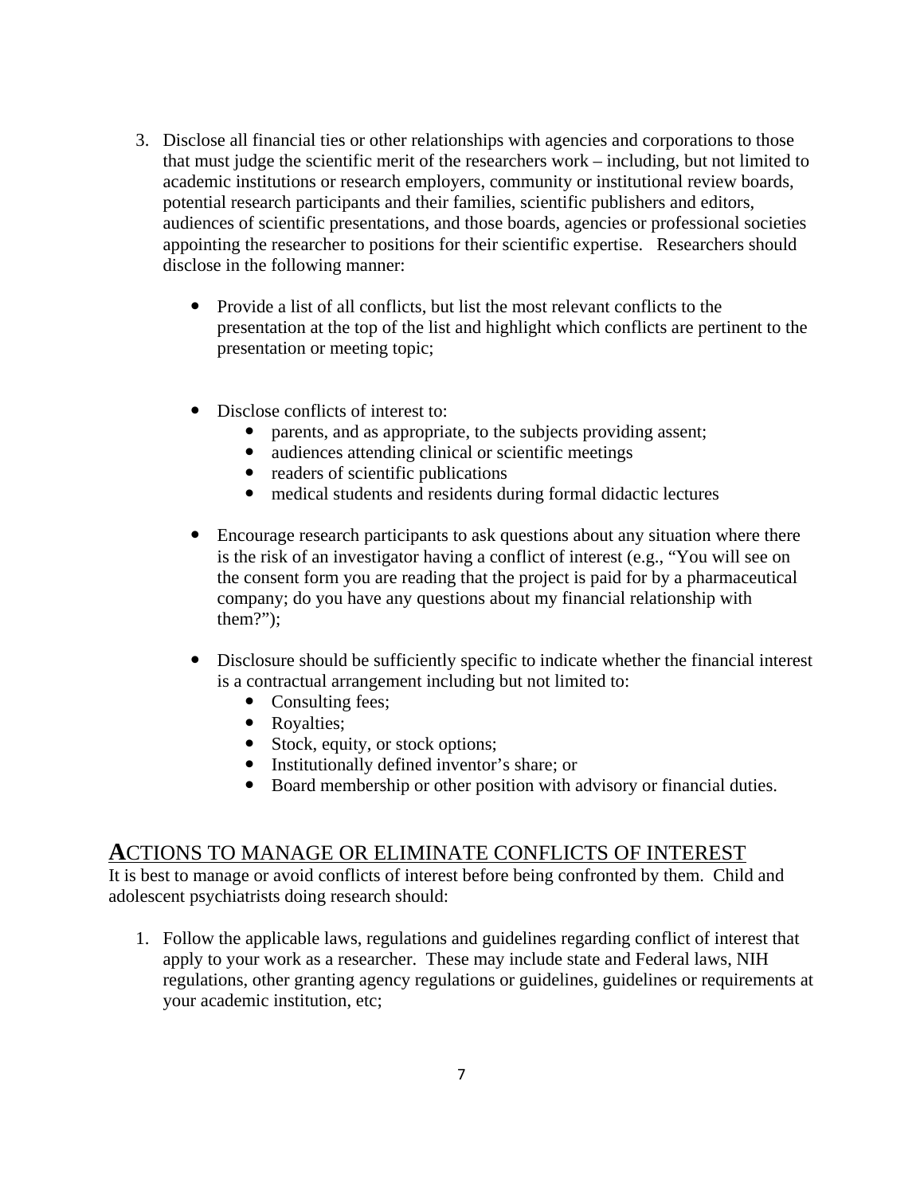3. Disclose all financial ties or other relationships with agencies and corporations to those that must judge the scientific merit of the researchers work – including, but not limited to academic institutions or research employers, community or institutional review boards, potential research participants and their families, scientific publishers and editors, audiences of scientific presentations, and those boards, agencies or professional societies appointing the researcher to positions for their scientific expertise. Researchers should disclose in the following manner:

   - Provide a list of all conflicts, but list the most relevant conflicts to the presentation at the top of the list and highlight which conflicts are pertinent to the presentation or meeting topic;

   - Disclose conflicts of interest to:
     - parents, and as appropriate, to the subjects providing assent;
     - audiences attending clinical or scientific meetings
     - readers of scientific publications
     - medical students and residents during formal didactic lectures

   - Encourage research participants to ask questions about any situation where there is the risk of an investigator having a conflict of interest (e.g., "You will see on the consent form you are reading that the project is paid for by a pharmaceutical company; do you have any questions about my financial relationship with them?");

   - Disclosure should be sufficiently specific to indicate whether the financial interest is a contractual arrangement including but not limited to:
     - Consulting fees;
     - Royalties;
     - Stock, equity, or stock options;
     - Institutionally defined inventor's share; or
     - Board membership or other position with advisory or financial duties.

## ACTIONS TO MANAGE OR ELIMINATE CONFLICTS OF INTEREST

It is best to manage or avoid conflicts of interest before being confronted by them. Child and adolescent psychiatrists doing research should:

1. Follow the applicable laws, regulations and guidelines regarding conflict of interest that apply to your work as a researcher. These may include state and Federal laws, NIH regulations, other granting agency regulations or guidelines, guidelines or requirements at your academic institution, etc;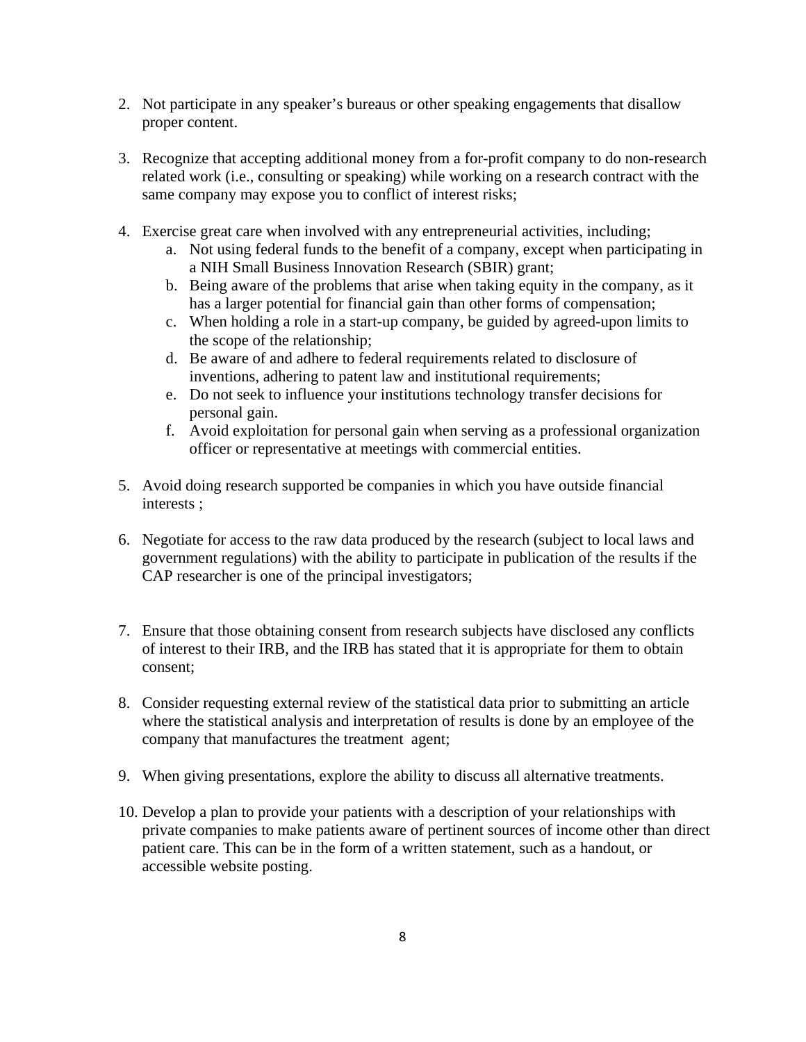2. Not participate in any speaker's bureaus or other speaking engagements that disallow proper content.

3. Recognize that accepting additional money from a for-profit company to do non-research related work (i.e., consulting or speaking) while working on a research contract with the same company may expose you to conflict of interest risks;

4. Exercise great care when involved with any entrepreneurial activities, including;
   a. Not using federal funds to the benefit of a company, except when participating in a NIH Small Business Innovation Research (SBIR) grant;
   b. Being aware of the problems that arise when taking equity in the company, as it has a larger potential for financial gain than other forms of compensation;
   c. When holding a role in a start-up company, be guided by agreed-upon limits to the scope of the relationship;
   d. Be aware of and adhere to federal requirements related to disclosure of inventions, adhering to patent law and institutional requirements;
   e. Do not seek to influence your institutions technology transfer decisions for personal gain.
   f. Avoid exploitation for personal gain when serving as a professional organization officer or representative at meetings with commercial entities.

5. Avoid doing research supported be companies in which you have outside financial interests ;

6. Negotiate for access to the raw data produced by the research (subject to local laws and government regulations) with the ability to participate in publication of the results if the CAP researcher is one of the principal investigators;

7. Ensure that those obtaining consent from research subjects have disclosed any conflicts of interest to their IRB, and the IRB has stated that it is appropriate for them to obtain consent;

8. Consider requesting external review of the statistical data prior to submitting an article where the statistical analysis and interpretation of results is done by an employee of the company that manufactures the treatment agent;

9. When giving presentations, explore the ability to discuss all alternative treatments.

10. Develop a plan to provide your patients with a description of your relationships with private companies to make patients aware of pertinent sources of income other than direct patient care. This can be in the form of a written statement, such as a handout, or accessible website posting.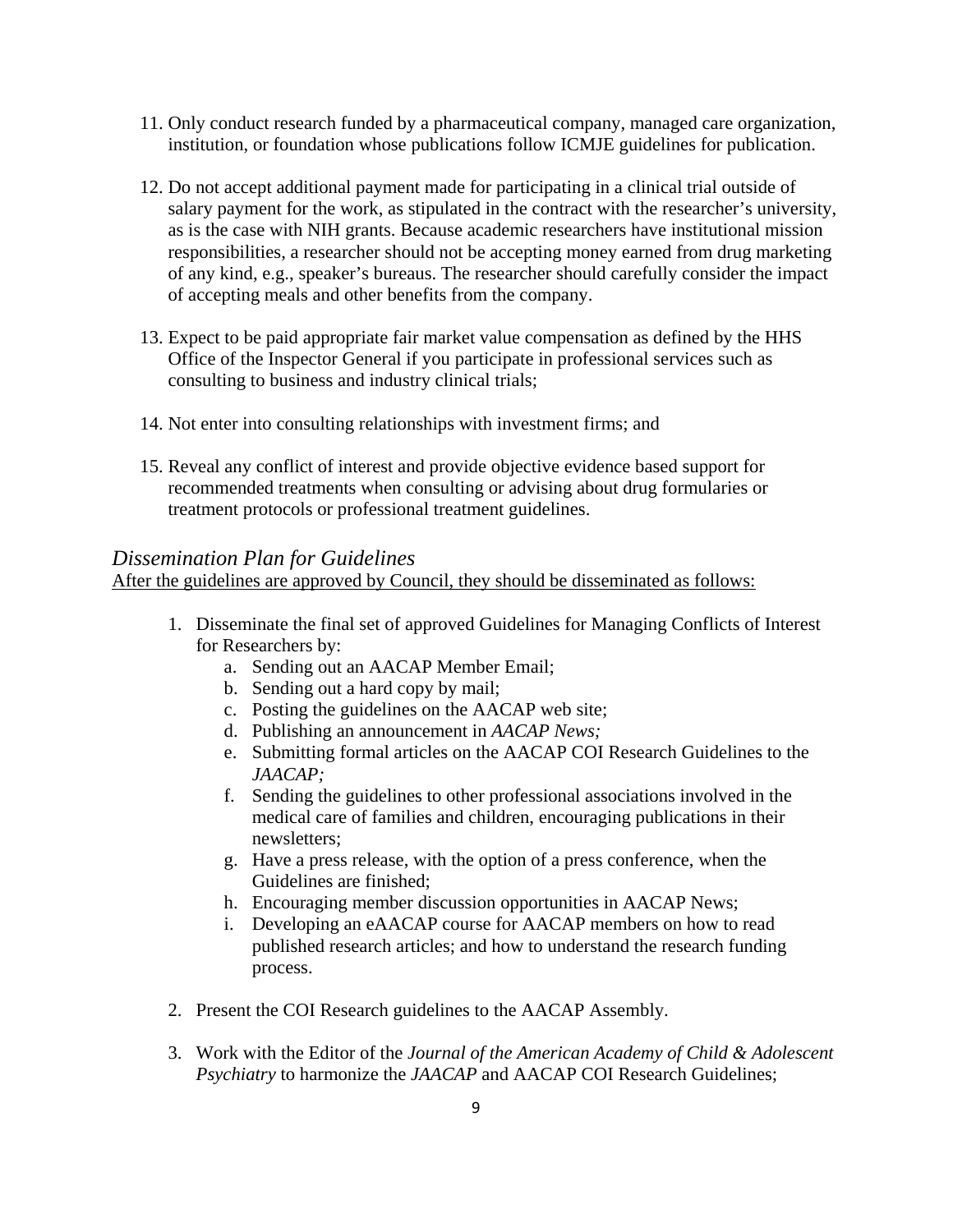11. Only conduct research funded by a pharmaceutical company, managed care organization, institution, or foundation whose publications follow ICMJE guidelines for publication.

12. Do not accept additional payment made for participating in a clinical trial outside of salary payment for the work, as stipulated in the contract with the researcher's university, as is the case with NIH grants. Because academic researchers have institutional mission responsibilities, a researcher should not be accepting money earned from drug marketing of any kind, e.g., speaker's bureaus. The researcher should carefully consider the impact of accepting meals and other benefits from the company.

13. Expect to be paid appropriate fair market value compensation as defined by the HHS Office of the Inspector General if you participate in professional services such as consulting to business and industry clinical trials;

14. Not enter into consulting relationships with investment firms; and

15. Reveal any conflict of interest and provide objective evidence based support for recommended treatments when consulting or advising about drug formularies or treatment protocols or professional treatment guidelines.

### *Dissemination Plan for Guidelines*

<u>After the guidelines are approved by Council, they should be disseminated as follows:</u>

1. Disseminate the final set of approved Guidelines for Managing Conflicts of Interest for Researchers by:
   a. Sending out an AACAP Member Email;
   b. Sending out a hard copy by mail;
   c. Posting the guidelines on the AACAP web site;
   d. Publishing an announcement in *AACAP News;*
   e. Submitting formal articles on the AACAP COI Research Guidelines to the *JAACAP;*
   f. Sending the guidelines to other professional associations involved in the medical care of families and children, encouraging publications in their newsletters;
   g. Have a press release, with the option of a press conference, when the Guidelines are finished;
   h. Encouraging member discussion opportunities in AACAP News;
   i. Developing an eAACAP course for AACAP members on how to read published research articles; and how to understand the research funding process.

2. Present the COI Research guidelines to the AACAP Assembly.

3. Work with the Editor of the *Journal of the American Academy of Child & Adolescent Psychiatry* to harmonize the *JAACAP* and AACAP COI Research Guidelines;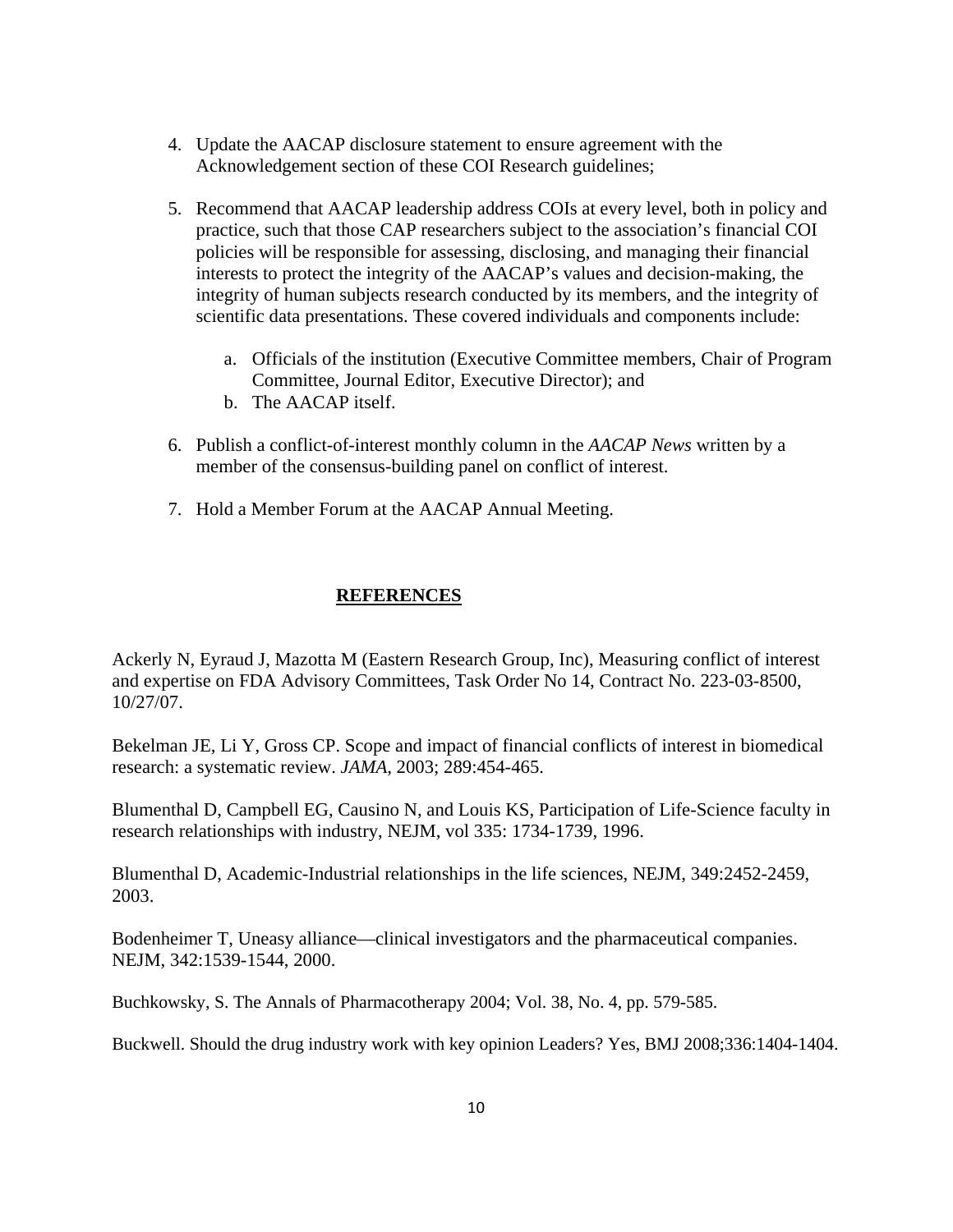4. Update the AACAP disclosure statement to ensure agreement with the Acknowledgement section of these COI Research guidelines;

5. Recommend that AACAP leadership address COIs at every level, both in policy and practice, such that those CAP researchers subject to the association's financial COI policies will be responsible for assessing, disclosing, and managing their financial interests to protect the integrity of the AACAP's values and decision-making, the integrity of human subjects research conducted by its members, and the integrity of scientific data presentations. These covered individuals and components include:

   a. Officials of the institution (Executive Committee members, Chair of Program Committee, Journal Editor, Executive Director); and
   b. The AACAP itself.

6. Publish a conflict-of-interest monthly column in the *AACAP News* written by a member of the consensus-building panel on conflict of interest.

7. Hold a Member Forum at the AACAP Annual Meeting.

## REFERENCES

Ackerly N, Eyraud J, Mazotta M (Eastern Research Group, Inc), Measuring conflict of interest and expertise on FDA Advisory Committees, Task Order No 14, Contract No. 223-03-8500, 10/27/07.

Bekelman JE, Li Y, Gross CP. Scope and impact of financial conflicts of interest in biomedical research: a systematic review. *JAMA*, 2003; 289:454-465.

Blumenthal D, Campbell EG, Causino N, and Louis KS, Participation of Life-Science faculty in research relationships with industry, NEJM, vol 335: 1734-1739, 1996.

Blumenthal D, Academic-Industrial relationships in the life sciences, NEJM, 349:2452-2459, 2003.

Bodenheimer T, Uneasy alliance—clinical investigators and the pharmaceutical companies. NEJM, 342:1539-1544, 2000.

Buchkowsky, S. The Annals of Pharmacotherapy 2004; Vol. 38, No. 4, pp. 579-585.

Buckwell. Should the drug industry work with key opinion Leaders? Yes, BMJ 2008;336:1404-1404.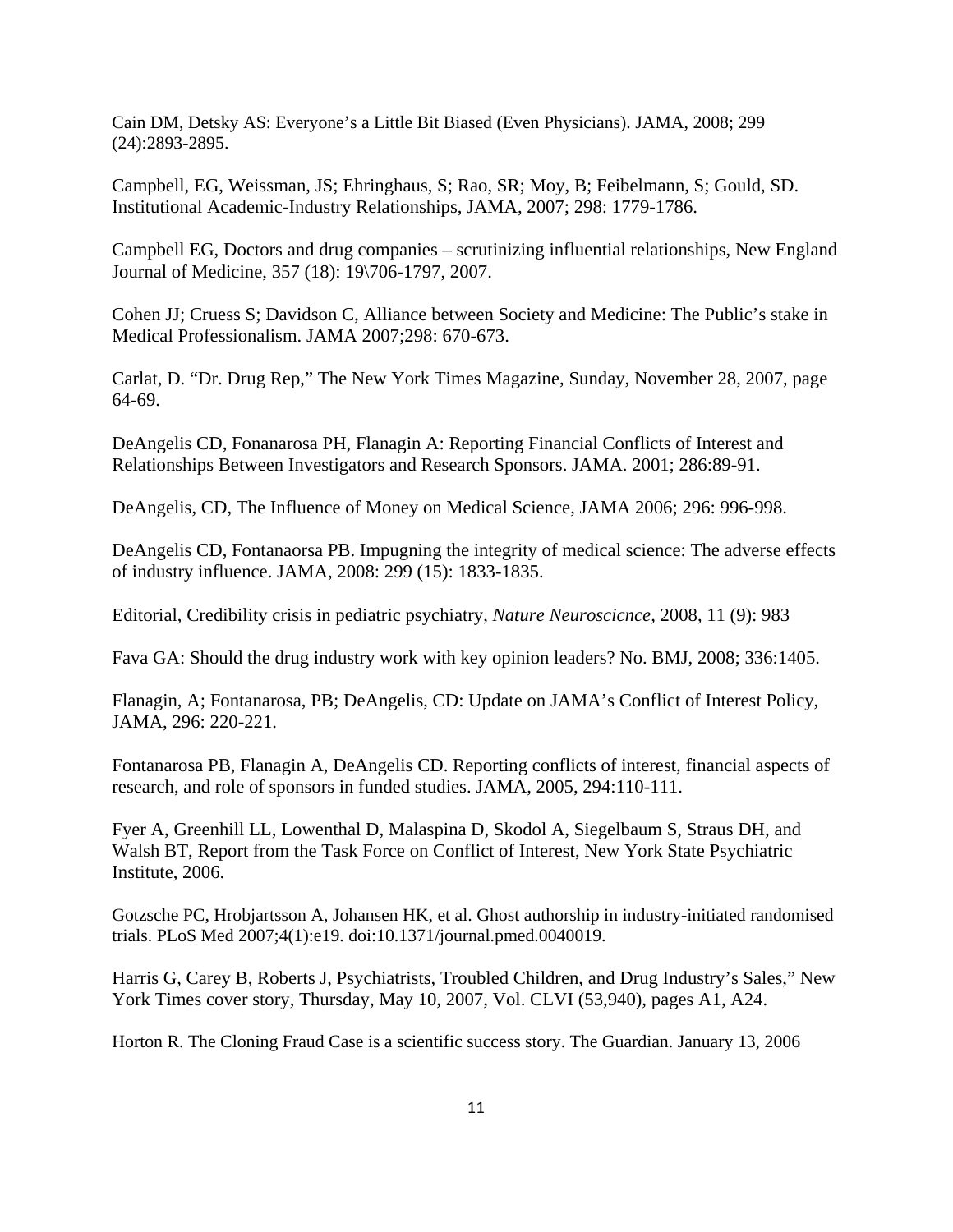Cain DM, Detsky AS: Everyone's a Little Bit Biased (Even Physicians). JAMA, 2008; 299 (24):2893-2895.

Campbell, EG, Weissman, JS; Ehringhaus, S; Rao, SR; Moy, B; Feibelmann, S; Gould, SD. Institutional Academic-Industry Relationships, JAMA, 2007; 298: 1779-1786.

Campbell EG, Doctors and drug companies – scrutinizing influential relationships, New England Journal of Medicine, 357 (18): 19\706-1797, 2007.

Cohen JJ; Cruess S; Davidson C, Alliance between Society and Medicine: The Public's stake in Medical Professionalism. JAMA 2007;298: 670-673.

Carlat, D. "Dr. Drug Rep," The New York Times Magazine, Sunday, November 28, 2007, page 64-69.

DeAngelis CD, Fonanarosa PH, Flanagin A: Reporting Financial Conflicts of Interest and Relationships Between Investigators and Research Sponsors. JAMA. 2001; 286:89-91.

DeAngelis, CD, The Influence of Money on Medical Science, JAMA 2006; 296: 996-998.

DeAngelis CD, Fontanaorsa PB. Impugning the integrity of medical science: The adverse effects of industry influence. JAMA, 2008: 299 (15): 1833-1835.

Editorial, Credibility crisis in pediatric psychiatry, *Nature Neuroscicnce*, 2008, 11 (9): 983

Fava GA: Should the drug industry work with key opinion leaders? No. BMJ, 2008; 336:1405.

Flanagin, A; Fontanarosa, PB; DeAngelis, CD: Update on JAMA's Conflict of Interest Policy, JAMA, 296: 220-221.

Fontanarosa PB, Flanagin A, DeAngelis CD. Reporting conflicts of interest, financial aspects of research, and role of sponsors in funded studies. JAMA, 2005, 294:110-111.

Fyer A, Greenhill LL, Lowenthal D, Malaspina D, Skodol A, Siegelbaum S, Straus DH, and Walsh BT, Report from the Task Force on Conflict of Interest, New York State Psychiatric Institute, 2006.

Gotzsche PC, Hrobjartsson A, Johansen HK, et al. Ghost authorship in industry-initiated randomised trials. PLoS Med 2007;4(1):e19. doi:10.1371/journal.pmed.0040019.

Harris G, Carey B, Roberts J, Psychiatrists, Troubled Children, and Drug Industry's Sales," New York Times cover story, Thursday, May 10, 2007, Vol. CLVI (53,940), pages A1, A24.

Horton R. The Cloning Fraud Case is a scientific success story. The Guardian. January 13, 2006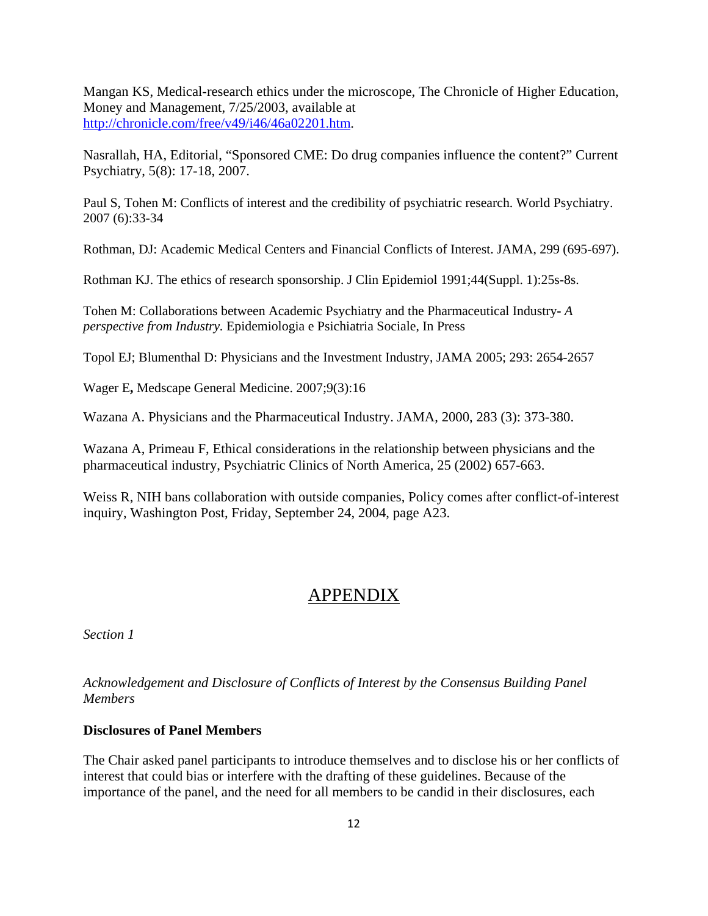Mangan KS, Medical-research ethics under the microscope, The Chronicle of Higher Education, Money and Management, 7/25/2003, available at http://chronicle.com/free/v49/i46/46a02201.htm.

Nasrallah, HA, Editorial, "Sponsored CME: Do drug companies influence the content?" Current Psychiatry, 5(8): 17-18, 2007.

Paul S, Tohen M: Conflicts of interest and the credibility of psychiatric research. World Psychiatry. 2007 (6):33-34

Rothman, DJ: Academic Medical Centers and Financial Conflicts of Interest. JAMA, 299 (695-697).

Rothman KJ. The ethics of research sponsorship. J Clin Epidemiol 1991;44(Suppl. 1):25s-8s.

Tohen M: Collaborations between Academic Psychiatry and the Pharmaceutical Industry- *A perspective from Industry.* Epidemiologia e Psichiatria Sociale, In Press

Topol EJ; Blumenthal D: Physicians and the Investment Industry, JAMA 2005; 293: 2654-2657

Wager E**,** Medscape General Medicine. 2007;9(3):16

Wazana A. Physicians and the Pharmaceutical Industry. JAMA, 2000, 283 (3): 373-380.

Wazana A, Primeau F, Ethical considerations in the relationship between physicians and the pharmaceutical industry, Psychiatric Clinics of North America, 25 (2002) 657-663.

Weiss R, NIH bans collaboration with outside companies, Policy comes after conflict-of-interest inquiry, Washington Post, Friday, September 24, 2004, page A23.

# APPENDIX

*Section 1*

*Acknowledgement and Disclosure of Conflicts of Interest by the Consensus Building Panel Members*

**Disclosures of Panel Members**

The Chair asked panel participants to introduce themselves and to disclose his or her conflicts of interest that could bias or interfere with the drafting of these guidelines. Because of the importance of the panel, and the need for all members to be candid in their disclosures, each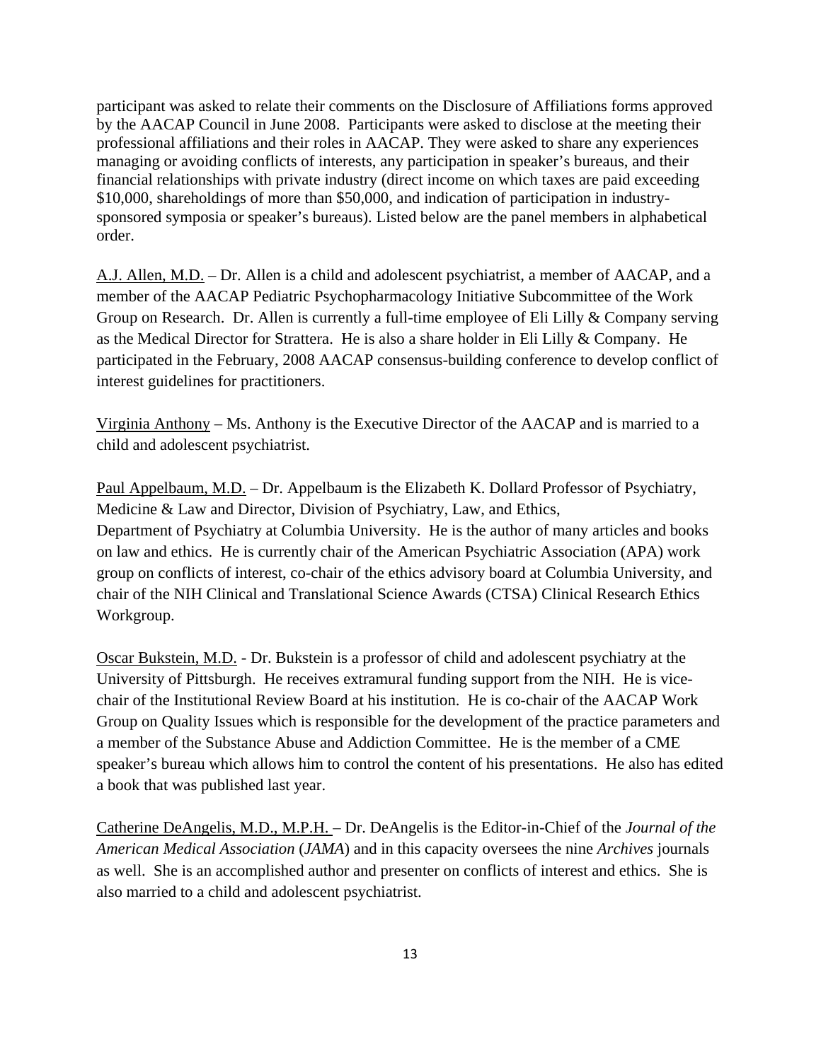participant was asked to relate their comments on the Disclosure of Affiliations forms approved by the AACAP Council in June 2008. Participants were asked to disclose at the meeting their professional affiliations and their roles in AACAP. They were asked to share any experiences managing or avoiding conflicts of interests, any participation in speaker's bureaus, and their financial relationships with private industry (direct income on which taxes are paid exceeding $10,000, shareholdings of more than $50,000, and indication of participation in industry-sponsored symposia or speaker's bureaus). Listed below are the panel members in alphabetical order.

<u>A.J. Allen, M.D.</u> – Dr. Allen is a child and adolescent psychiatrist, a member of AACAP, and a member of the AACAP Pediatric Psychopharmacology Initiative Subcommittee of the Work Group on Research. Dr. Allen is currently a full-time employee of Eli Lilly & Company serving as the Medical Director for Strattera. He is also a share holder in Eli Lilly & Company. He participated in the February, 2008 AACAP consensus-building conference to develop conflict of interest guidelines for practitioners.

<u>Virginia Anthony</u> – Ms. Anthony is the Executive Director of the AACAP and is married to a child and adolescent psychiatrist.

<u>Paul Appelbaum, M.D.</u> – Dr. Appelbaum is the Elizabeth K. Dollard Professor of Psychiatry, Medicine & Law and Director, Division of Psychiatry, Law, and Ethics, Department of Psychiatry at Columbia University. He is the author of many articles and books on law and ethics. He is currently chair of the American Psychiatric Association (APA) work group on conflicts of interest, co-chair of the ethics advisory board at Columbia University, and chair of the NIH Clinical and Translational Science Awards (CTSA) Clinical Research Ethics Workgroup.

<u>Oscar Bukstein, M.D.</u> - Dr. Bukstein is a professor of child and adolescent psychiatry at the University of Pittsburgh. He receives extramural funding support from the NIH. He is vice-chair of the Institutional Review Board at his institution. He is co-chair of the AACAP Work Group on Quality Issues which is responsible for the development of the practice parameters and a member of the Substance Abuse and Addiction Committee. He is the member of a CME speaker's bureau which allows him to control the content of his presentations. He also has edited a book that was published last year.

<u>Catherine DeAngelis, M.D., M.P.H.</u> – Dr. DeAngelis is the Editor-in-Chief of the *Journal of the American Medical Association* (*JAMA*) and in this capacity oversees the nine *Archives* journals as well. She is an accomplished author and presenter on conflicts of interest and ethics. She is also married to a child and adolescent psychiatrist.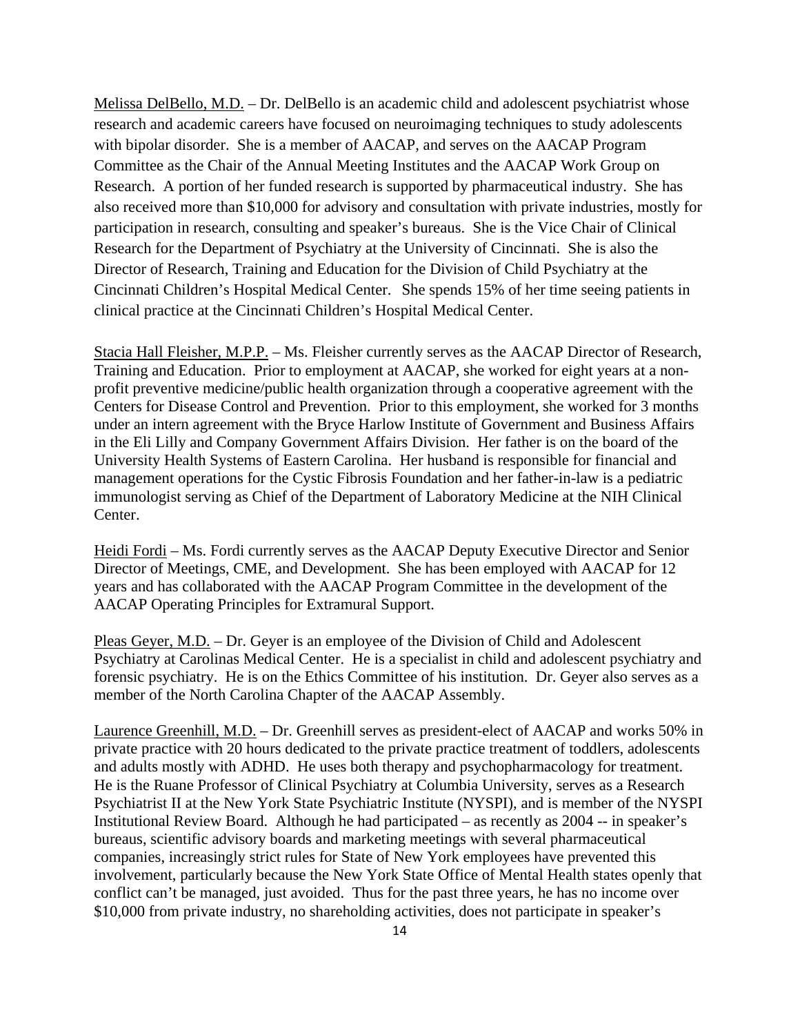Melissa DelBello, M.D. – Dr. DelBello is an academic child and adolescent psychiatrist whose research and academic careers have focused on neuroimaging techniques to study adolescents with bipolar disorder. She is a member of AACAP, and serves on the AACAP Program Committee as the Chair of the Annual Meeting Institutes and the AACAP Work Group on Research. A portion of her funded research is supported by pharmaceutical industry. She has also received more than $10,000 for advisory and consultation with private industries, mostly for participation in research, consulting and speaker's bureaus. She is the Vice Chair of Clinical Research for the Department of Psychiatry at the University of Cincinnati. She is also the Director of Research, Training and Education for the Division of Child Psychiatry at the Cincinnati Children's Hospital Medical Center. She spends 15% of her time seeing patients in clinical practice at the Cincinnati Children's Hospital Medical Center.

Stacia Hall Fleisher, M.P.P. – Ms. Fleisher currently serves as the AACAP Director of Research, Training and Education. Prior to employment at AACAP, she worked for eight years at a non-profit preventive medicine/public health organization through a cooperative agreement with the Centers for Disease Control and Prevention. Prior to this employment, she worked for 3 months under an intern agreement with the Bryce Harlow Institute of Government and Business Affairs in the Eli Lilly and Company Government Affairs Division. Her father is on the board of the University Health Systems of Eastern Carolina. Her husband is responsible for financial and management operations for the Cystic Fibrosis Foundation and her father-in-law is a pediatric immunologist serving as Chief of the Department of Laboratory Medicine at the NIH Clinical Center.

Heidi Fordi – Ms. Fordi currently serves as the AACAP Deputy Executive Director and Senior Director of Meetings, CME, and Development. She has been employed with AACAP for 12 years and has collaborated with the AACAP Program Committee in the development of the AACAP Operating Principles for Extramural Support.

Pleas Geyer, M.D. – Dr. Geyer is an employee of the Division of Child and Adolescent Psychiatry at Carolinas Medical Center. He is a specialist in child and adolescent psychiatry and forensic psychiatry. He is on the Ethics Committee of his institution. Dr. Geyer also serves as a member of the North Carolina Chapter of the AACAP Assembly.

Laurence Greenhill, M.D. – Dr. Greenhill serves as president-elect of AACAP and works 50% in private practice with 20 hours dedicated to the private practice treatment of toddlers, adolescents and adults mostly with ADHD. He uses both therapy and psychopharmacology for treatment. He is the Ruane Professor of Clinical Psychiatry at Columbia University, serves as a Research Psychiatrist II at the New York State Psychiatric Institute (NYSPI), and is member of the NYSPI Institutional Review Board. Although he had participated – as recently as 2004 -- in speaker's bureaus, scientific advisory boards and marketing meetings with several pharmaceutical companies, increasingly strict rules for State of New York employees have prevented this involvement, particularly because the New York State Office of Mental Health states openly that conflict can't be managed, just avoided. Thus for the past three years, he has no income over $10,000 from private industry, no shareholding activities, does not participate in speaker's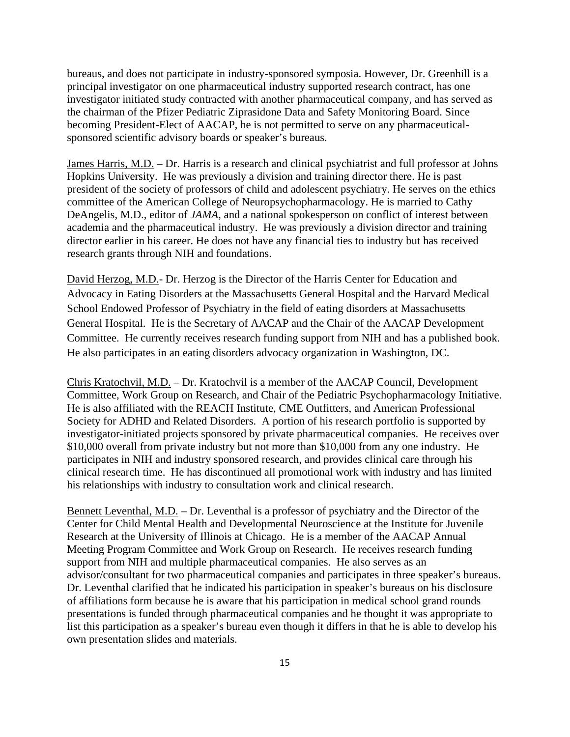bureaus, and does not participate in industry-sponsored symposia. However, Dr. Greenhill is a principal investigator on one pharmaceutical industry supported research contract, has one investigator initiated study contracted with another pharmaceutical company, and has served as the chairman of the Pfizer Pediatric Ziprasidone Data and Safety Monitoring Board. Since becoming President-Elect of AACAP, he is not permitted to serve on any pharmaceutical-sponsored scientific advisory boards or speaker's bureaus.

<u>James Harris, M.D.</u> – Dr. Harris is a research and clinical psychiatrist and full professor at Johns Hopkins University. He was previously a division and training director there. He is past president of the society of professors of child and adolescent psychiatry. He serves on the ethics committee of the American College of Neuropsychopharmacology. He is married to Cathy DeAngelis, M.D., editor of *JAMA*, and a national spokesperson on conflict of interest between academia and the pharmaceutical industry. He was previously a division director and training director earlier in his career. He does not have any financial ties to industry but has received research grants through NIH and foundations.

<u>David Herzog, M.D.</u>- Dr. Herzog is the Director of the Harris Center for Education and Advocacy in Eating Disorders at the Massachusetts General Hospital and the Harvard Medical School Endowed Professor of Psychiatry in the field of eating disorders at Massachusetts General Hospital. He is the Secretary of AACAP and the Chair of the AACAP Development Committee. He currently receives research funding support from NIH and has a published book. He also participates in an eating disorders advocacy organization in Washington, DC.

<u>Chris Kratochvil, M.D.</u> – Dr. Kratochvil is a member of the AACAP Council, Development Committee, Work Group on Research, and Chair of the Pediatric Psychopharmacology Initiative. He is also affiliated with the REACH Institute, CME Outfitters, and American Professional Society for ADHD and Related Disorders. A portion of his research portfolio is supported by investigator-initiated projects sponsored by private pharmaceutical companies. He receives over $10,000 overall from private industry but not more than $10,000 from any one industry. He participates in NIH and industry sponsored research, and provides clinical care through his clinical research time. He has discontinued all promotional work with industry and has limited his relationships with industry to consultation work and clinical research.

<u>Bennett Leventhal, M.D.</u> – Dr. Leventhal is a professor of psychiatry and the Director of the Center for Child Mental Health and Developmental Neuroscience at the Institute for Juvenile Research at the University of Illinois at Chicago. He is a member of the AACAP Annual Meeting Program Committee and Work Group on Research. He receives research funding support from NIH and multiple pharmaceutical companies. He also serves as an advisor/consultant for two pharmaceutical companies and participates in three speaker's bureaus. Dr. Leventhal clarified that he indicated his participation in speaker's bureaus on his disclosure of affiliations form because he is aware that his participation in medical school grand rounds presentations is funded through pharmaceutical companies and he thought it was appropriate to list this participation as a speaker's bureau even though it differs in that he is able to develop his own presentation slides and materials.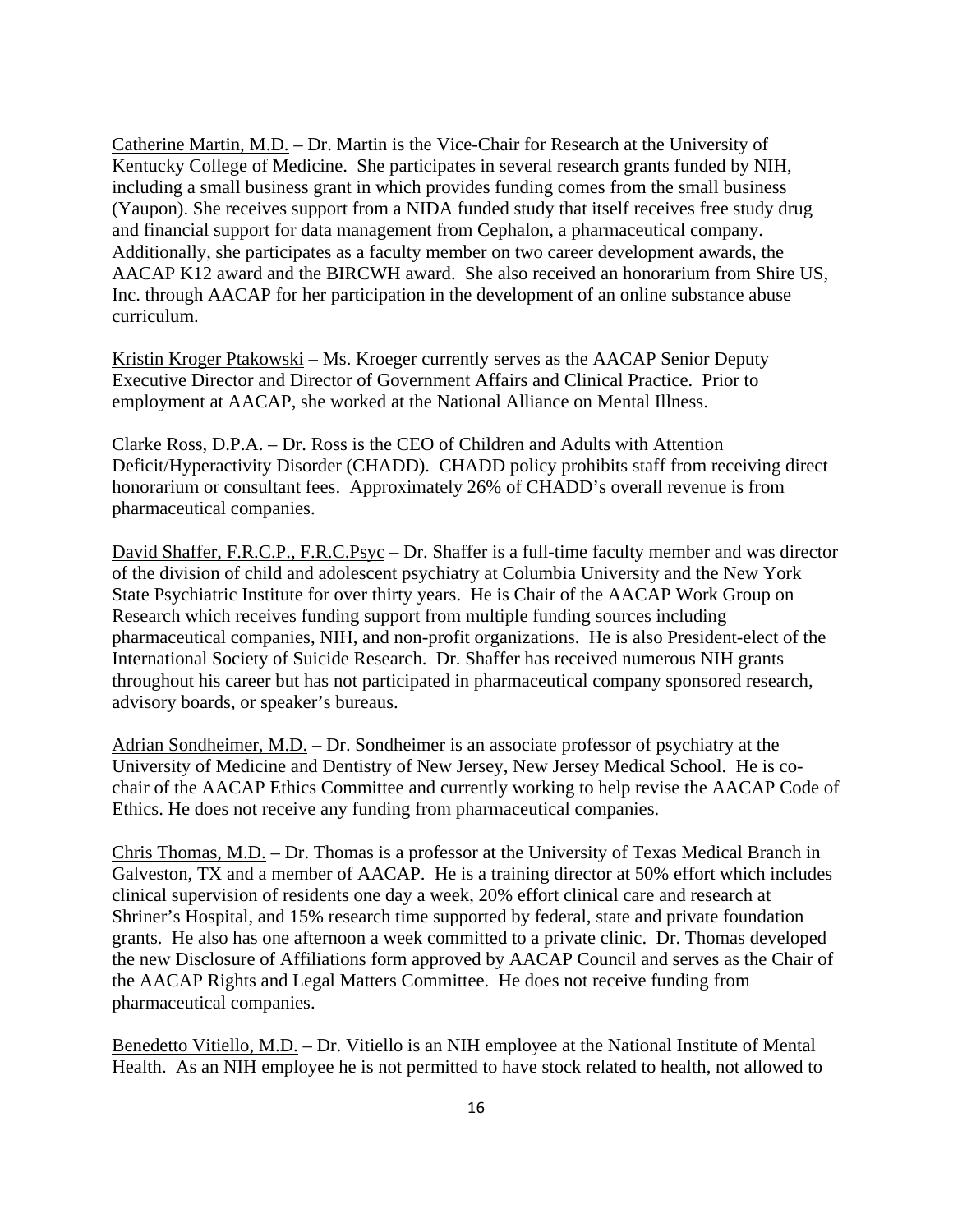Catherine Martin, M.D. – Dr. Martin is the Vice-Chair for Research at the University of Kentucky College of Medicine. She participates in several research grants funded by NIH, including a small business grant in which provides funding comes from the small business (Yaupon). She receives support from a NIDA funded study that itself receives free study drug and financial support for data management from Cephalon, a pharmaceutical company. Additionally, she participates as a faculty member on two career development awards, the AACAP K12 award and the BIRCWH award. She also received an honorarium from Shire US, Inc. through AACAP for her participation in the development of an online substance abuse curriculum.

Kristin Kroger Ptakowski – Ms. Kroeger currently serves as the AACAP Senior Deputy Executive Director and Director of Government Affairs and Clinical Practice. Prior to employment at AACAP, she worked at the National Alliance on Mental Illness.

Clarke Ross, D.P.A. – Dr. Ross is the CEO of Children and Adults with Attention Deficit/Hyperactivity Disorder (CHADD). CHADD policy prohibits staff from receiving direct honorarium or consultant fees. Approximately 26% of CHADD's overall revenue is from pharmaceutical companies.

David Shaffer, F.R.C.P., F.R.C.Psyc – Dr. Shaffer is a full-time faculty member and was director of the division of child and adolescent psychiatry at Columbia University and the New York State Psychiatric Institute for over thirty years. He is Chair of the AACAP Work Group on Research which receives funding support from multiple funding sources including pharmaceutical companies, NIH, and non-profit organizations. He is also President-elect of the International Society of Suicide Research. Dr. Shaffer has received numerous NIH grants throughout his career but has not participated in pharmaceutical company sponsored research, advisory boards, or speaker's bureaus.

Adrian Sondheimer, M.D. – Dr. Sondheimer is an associate professor of psychiatry at the University of Medicine and Dentistry of New Jersey, New Jersey Medical School. He is co-chair of the AACAP Ethics Committee and currently working to help revise the AACAP Code of Ethics. He does not receive any funding from pharmaceutical companies.

Chris Thomas, M.D. – Dr. Thomas is a professor at the University of Texas Medical Branch in Galveston, TX and a member of AACAP. He is a training director at 50% effort which includes clinical supervision of residents one day a week, 20% effort clinical care and research at Shriner's Hospital, and 15% research time supported by federal, state and private foundation grants. He also has one afternoon a week committed to a private clinic. Dr. Thomas developed the new Disclosure of Affiliations form approved by AACAP Council and serves as the Chair of the AACAP Rights and Legal Matters Committee. He does not receive funding from pharmaceutical companies.

Benedetto Vitiello, M.D. – Dr. Vitiello is an NIH employee at the National Institute of Mental Health. As an NIH employee he is not permitted to have stock related to health, not allowed to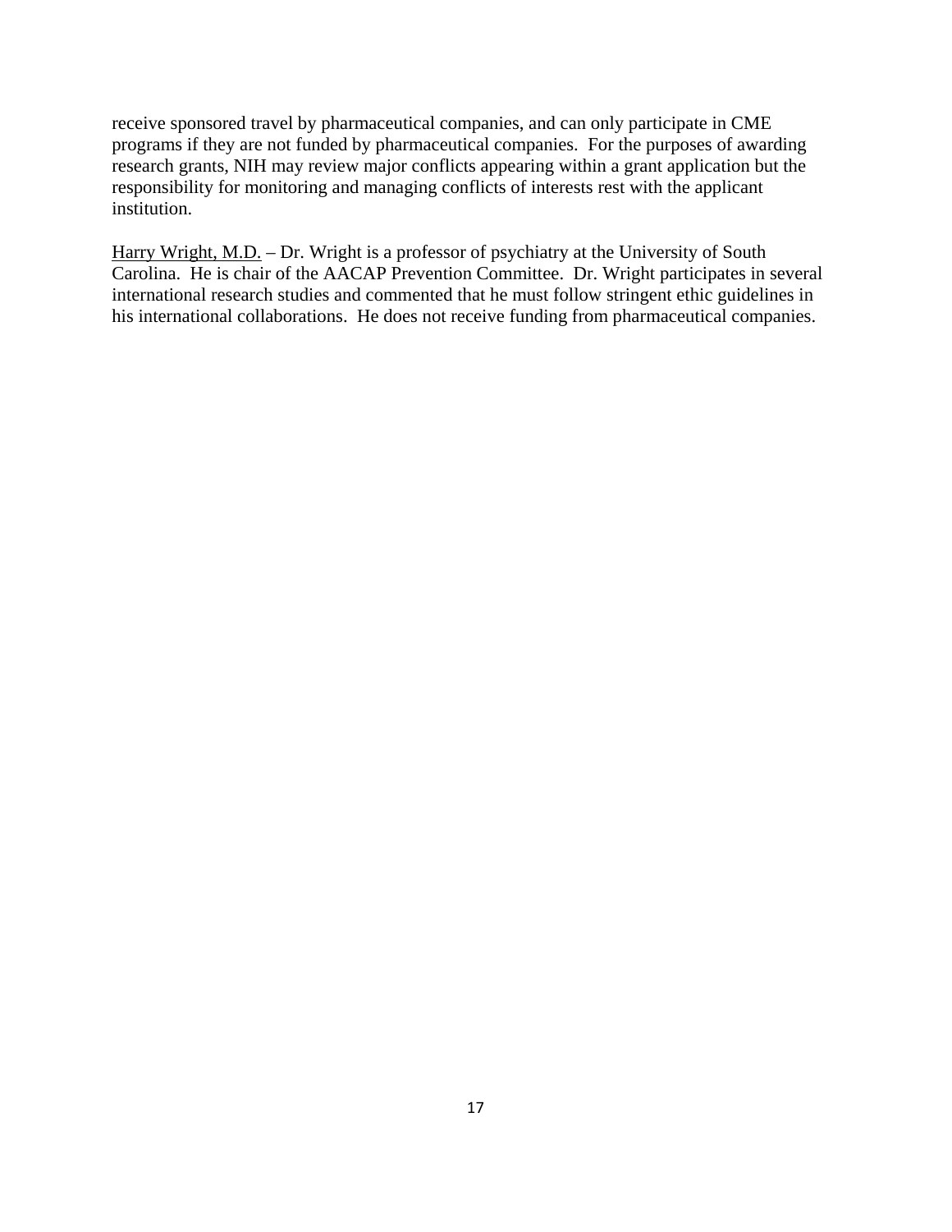receive sponsored travel by pharmaceutical companies, and can only participate in CME programs if they are not funded by pharmaceutical companies. For the purposes of awarding research grants, NIH may review major conflicts appearing within a grant application but the responsibility for monitoring and managing conflicts of interests rest with the applicant institution.

<u>Harry Wright, M.D.</u> – Dr. Wright is a professor of psychiatry at the University of South Carolina. He is chair of the AACAP Prevention Committee. Dr. Wright participates in several international research studies and commented that he must follow stringent ethic guidelines in his international collaborations. He does not receive funding from pharmaceutical companies.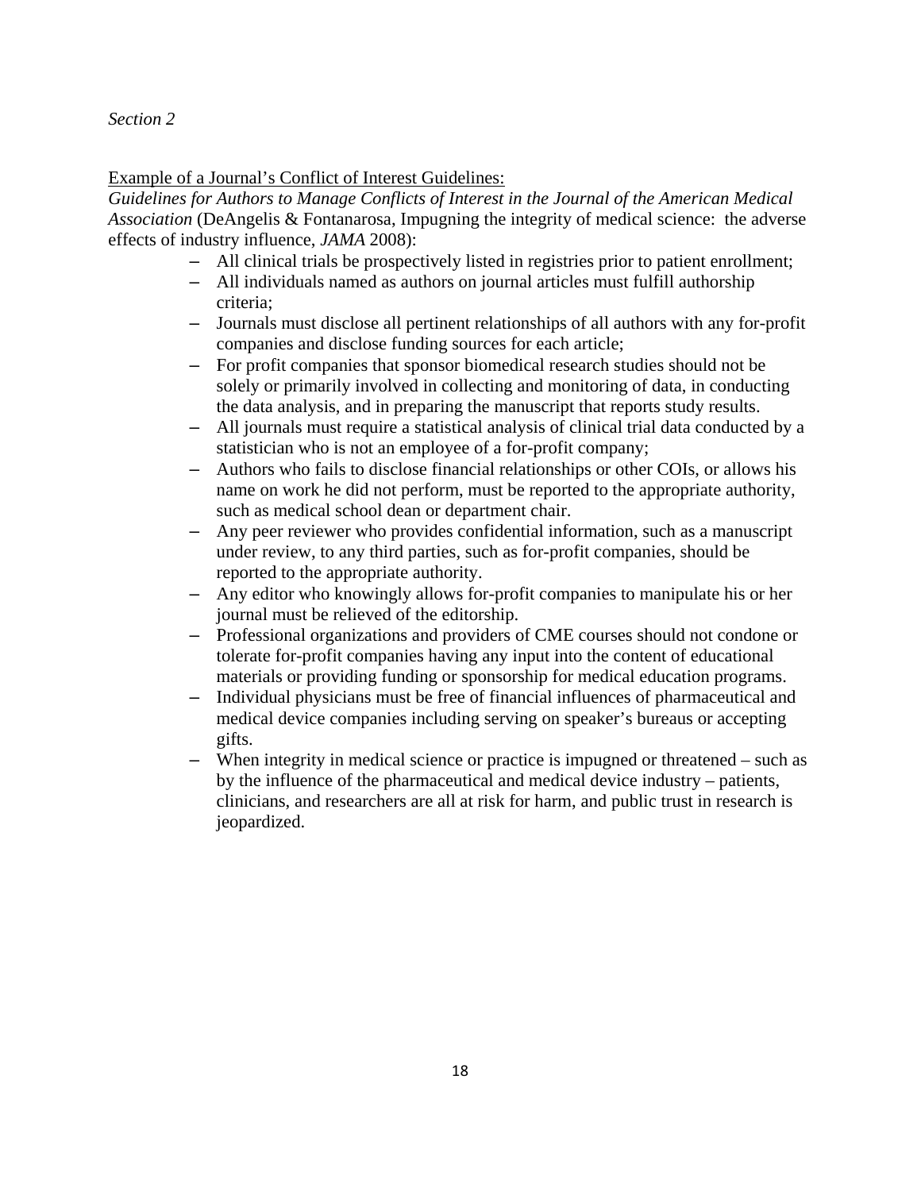*Section 2*

<u>Example of a Journal's Conflict of Interest Guidelines:</u>

*Guidelines for Authors to Manage Conflicts of Interest in the Journal of the American Medical Association* (DeAngelis & Fontanarosa, Impugning the integrity of medical science: the adverse effects of industry influence, *JAMA* 2008):

- All clinical trials be prospectively listed in registries prior to patient enrollment;
- All individuals named as authors on journal articles must fulfill authorship criteria;
- Journals must disclose all pertinent relationships of all authors with any for-profit companies and disclose funding sources for each article;
- For profit companies that sponsor biomedical research studies should not be solely or primarily involved in collecting and monitoring of data, in conducting the data analysis, and in preparing the manuscript that reports study results.
- All journals must require a statistical analysis of clinical trial data conducted by a statistician who is not an employee of a for-profit company;
- Authors who fails to disclose financial relationships or other COIs, or allows his name on work he did not perform, must be reported to the appropriate authority, such as medical school dean or department chair.
- Any peer reviewer who provides confidential information, such as a manuscript under review, to any third parties, such as for-profit companies, should be reported to the appropriate authority.
- Any editor who knowingly allows for-profit companies to manipulate his or her journal must be relieved of the editorship.
- Professional organizations and providers of CME courses should not condone or tolerate for-profit companies having any input into the content of educational materials or providing funding or sponsorship for medical education programs.
- Individual physicians must be free of financial influences of pharmaceutical and medical device companies including serving on speaker's bureaus or accepting gifts.
- When integrity in medical science or practice is impugned or threatened – such as by the influence of the pharmaceutical and medical device industry – patients, clinicians, and researchers are all at risk for harm, and public trust in research is jeopardized.